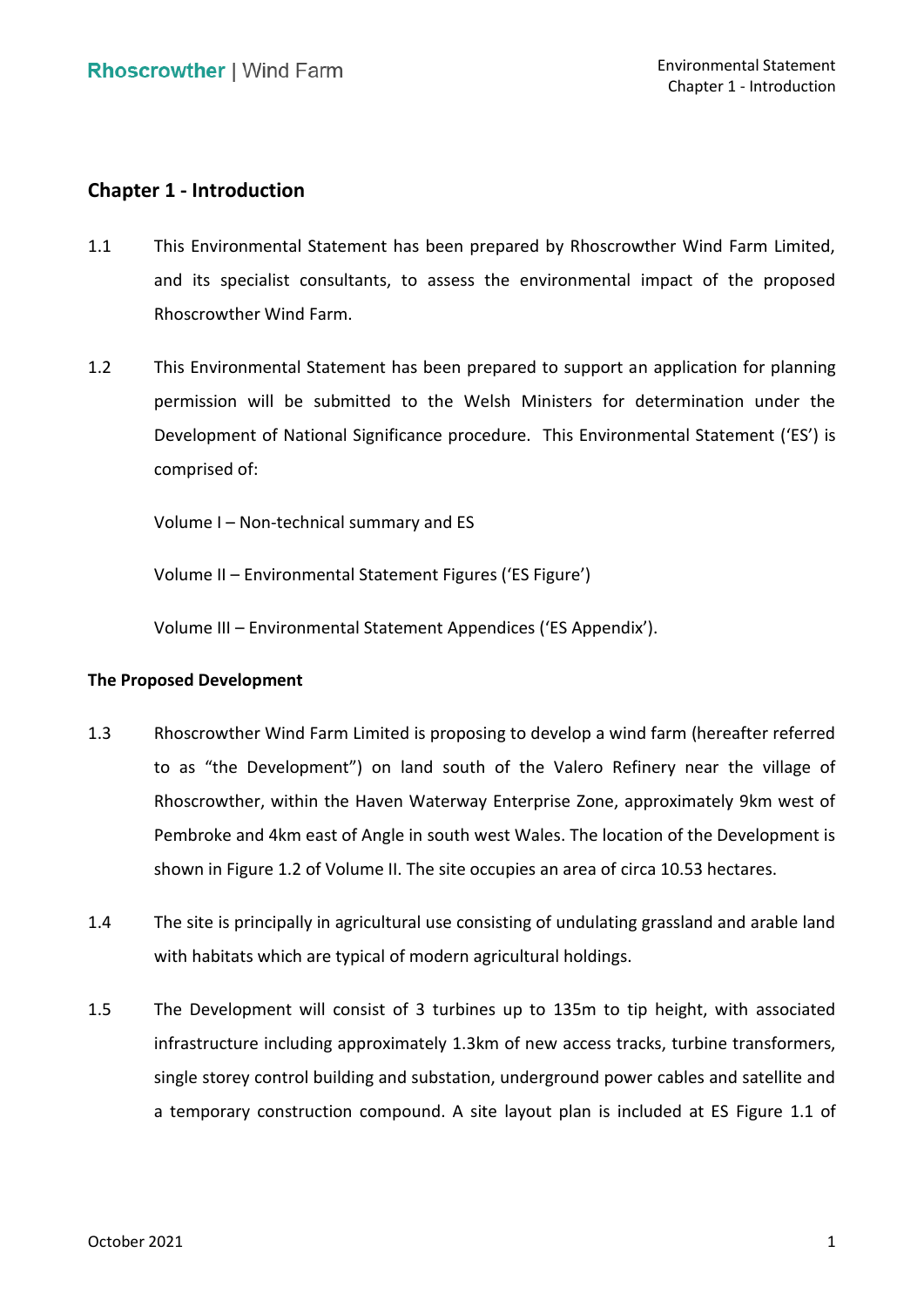## Chapter 1 - Introduction

1.1 This Environmental Statement has been prepared by Rhoscrowther Wind Farm Limited, and its specialist consultants, to assess the environmental impact of the proposed Rhoscrowther Wind Farm.

1.2 This Environmental Statement has been prepared to support an application for planning permission will be submitted to the Welsh Ministers for determination under the Development of National Significance procedure. This Environmental Statement ('ES') is comprised of:

Volume I – Non-technical summary and ES

Volume II – Environmental Statement Figures ('ES Figure')

Volume III – Environmental Statement Appendices ('ES Appendix').

**The Proposed Development**

1.3 Rhoscrowther Wind Farm Limited is proposing to develop a wind farm (hereafter referred to as "the Development") on land south of the Valero Refinery near the village of Rhoscrowther, within the Haven Waterway Enterprise Zone, approximately 9km west of Pembroke and 4km east of Angle in south west Wales. The location of the Development is shown in Figure 1.2 of Volume II. The site occupies an area of circa 10.53 hectares.

1.4 The site is principally in agricultural use consisting of undulating grassland and arable land with habitats which are typical of modern agricultural holdings.

1.5 The Development will consist of 3 turbines up to 135m to tip height, with associated infrastructure including approximately 1.3km of new access tracks, turbine transformers, single storey control building and substation, underground power cables and satellite and a temporary construction compound. A site layout plan is included at ES Figure 1.1 of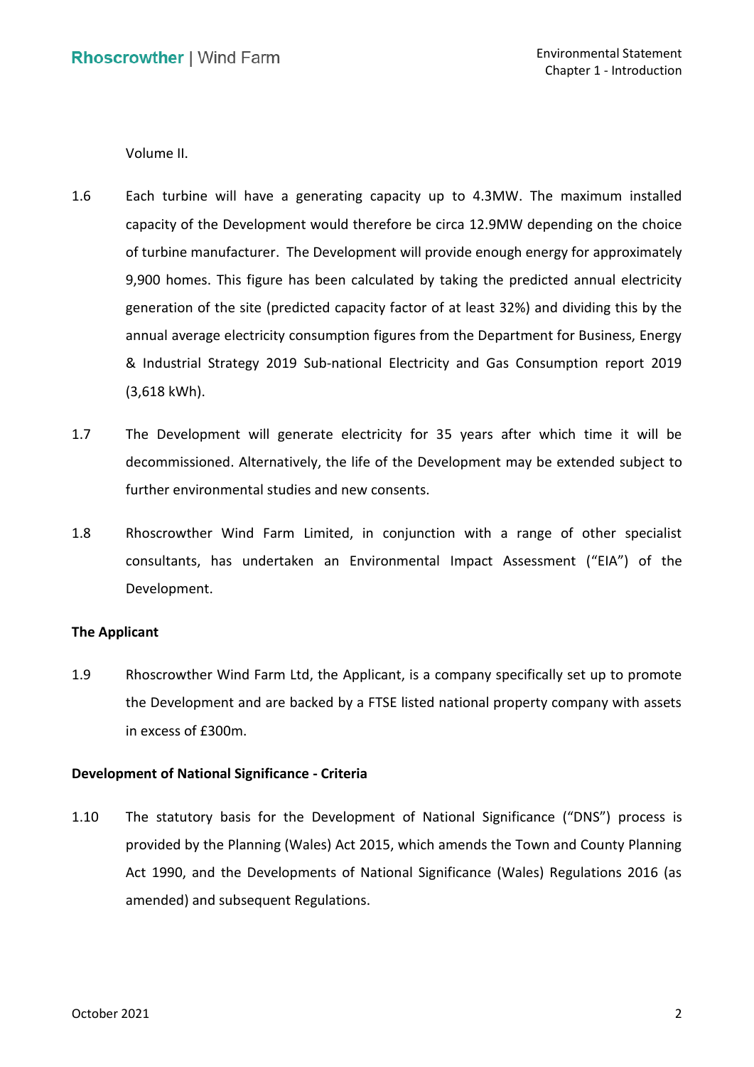Volume II.

1.6 Each turbine will have a generating capacity up to 4.3MW. The maximum installed capacity of the Development would therefore be circa 12.9MW depending on the choice of turbine manufacturer. The Development will provide enough energy for approximately 9,900 homes. This figure has been calculated by taking the predicted annual electricity generation of the site (predicted capacity factor of at least 32%) and dividing this by the annual average electricity consumption figures from the Department for Business, Energy & Industrial Strategy 2019 Sub-national Electricity and Gas Consumption report 2019 (3,618 kWh).

1.7 The Development will generate electricity for 35 years after which time it will be decommissioned. Alternatively, the life of the Development may be extended subject to further environmental studies and new consents.

1.8 Rhoscrowther Wind Farm Limited, in conjunction with a range of other specialist consultants, has undertaken an Environmental Impact Assessment ("EIA") of the Development.

**The Applicant**

1.9 Rhoscrowther Wind Farm Ltd, the Applicant, is a company specifically set up to promote the Development and are backed by a FTSE listed national property company with assets in excess of £300m.

**Development of National Significance - Criteria**

1.10 The statutory basis for the Development of National Significance ("DNS") process is provided by the Planning (Wales) Act 2015, which amends the Town and County Planning Act 1990, and the Developments of National Significance (Wales) Regulations 2016 (as amended) and subsequent Regulations.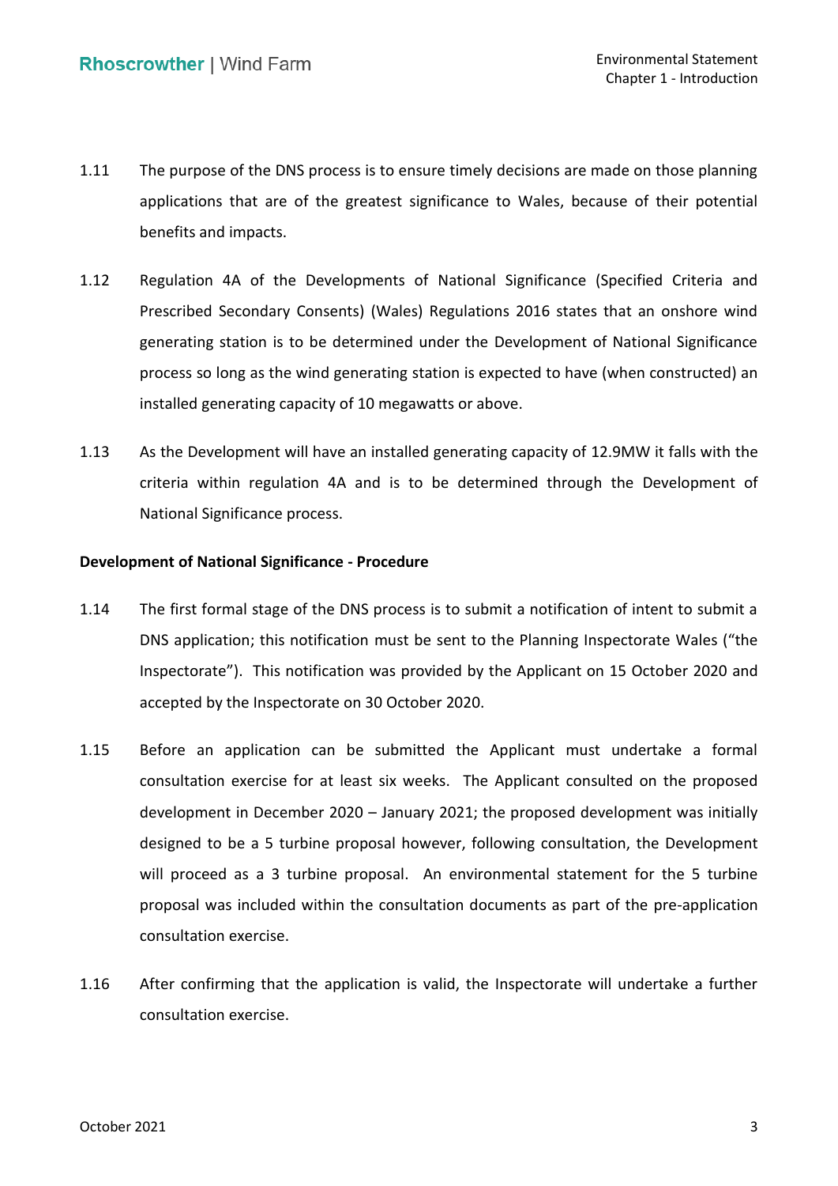1.11 The purpose of the DNS process is to ensure timely decisions are made on those planning applications that are of the greatest significance to Wales, because of their potential benefits and impacts.

1.12 Regulation 4A of the Developments of National Significance (Specified Criteria and Prescribed Secondary Consents) (Wales) Regulations 2016 states that an onshore wind generating station is to be determined under the Development of National Significance process so long as the wind generating station is expected to have (when constructed) an installed generating capacity of 10 megawatts or above.

1.13 As the Development will have an installed generating capacity of 12.9MW it falls with the criteria within regulation 4A and is to be determined through the Development of National Significance process.

**Development of National Significance - Procedure**

1.14 The first formal stage of the DNS process is to submit a notification of intent to submit a DNS application; this notification must be sent to the Planning Inspectorate Wales ("the Inspectorate"). This notification was provided by the Applicant on 15 October 2020 and accepted by the Inspectorate on 30 October 2020.

1.15 Before an application can be submitted the Applicant must undertake a formal consultation exercise for at least six weeks. The Applicant consulted on the proposed development in December 2020 – January 2021; the proposed development was initially designed to be a 5 turbine proposal however, following consultation, the Development will proceed as a 3 turbine proposal. An environmental statement for the 5 turbine proposal was included within the consultation documents as part of the pre-application consultation exercise.

1.16 After confirming that the application is valid, the Inspectorate will undertake a further consultation exercise.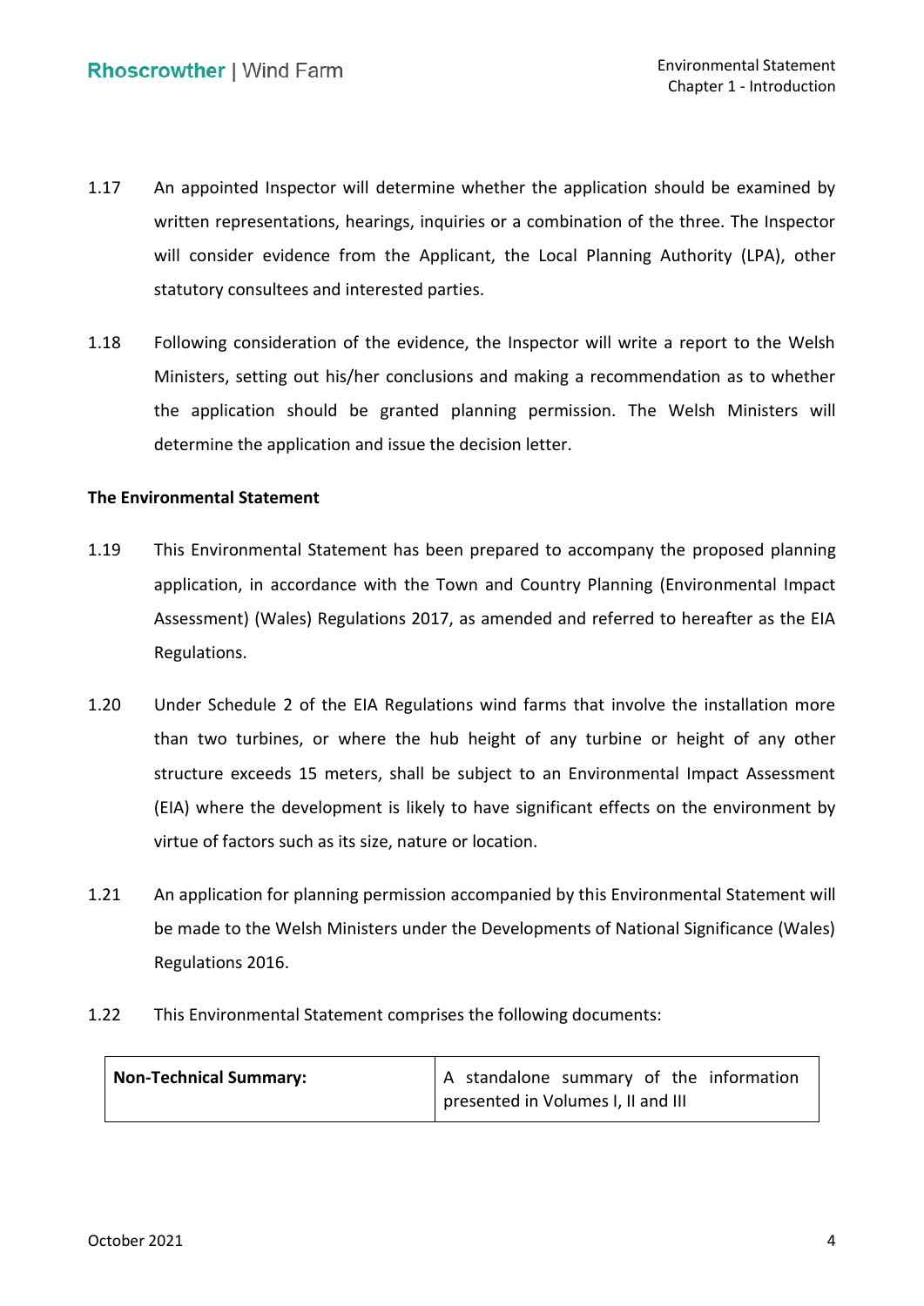1.17 An appointed Inspector will determine whether the application should be examined by written representations, hearings, inquiries or a combination of the three. The Inspector will consider evidence from the Applicant, the Local Planning Authority (LPA), other statutory consultees and interested parties.

1.18 Following consideration of the evidence, the Inspector will write a report to the Welsh Ministers, setting out his/her conclusions and making a recommendation as to whether the application should be granted planning permission. The Welsh Ministers will determine the application and issue the decision letter.

**The Environmental Statement**

1.19 This Environmental Statement has been prepared to accompany the proposed planning application, in accordance with the Town and Country Planning (Environmental Impact Assessment) (Wales) Regulations 2017, as amended and referred to hereafter as the EIA Regulations.

1.20 Under Schedule 2 of the EIA Regulations wind farms that involve the installation more than two turbines, or where the hub height of any turbine or height of any other structure exceeds 15 meters, shall be subject to an Environmental Impact Assessment (EIA) where the development is likely to have significant effects on the environment by virtue of factors such as its size, nature or location.

1.21 An application for planning permission accompanied by this Environmental Statement will be made to the Welsh Ministers under the Developments of National Significance (Wales) Regulations 2016.

1.22 This Environmental Statement comprises the following documents:

| | |
|---|---|
| **Non-Technical Summary:** | A standalone summary of the information presented in Volumes I, II and III |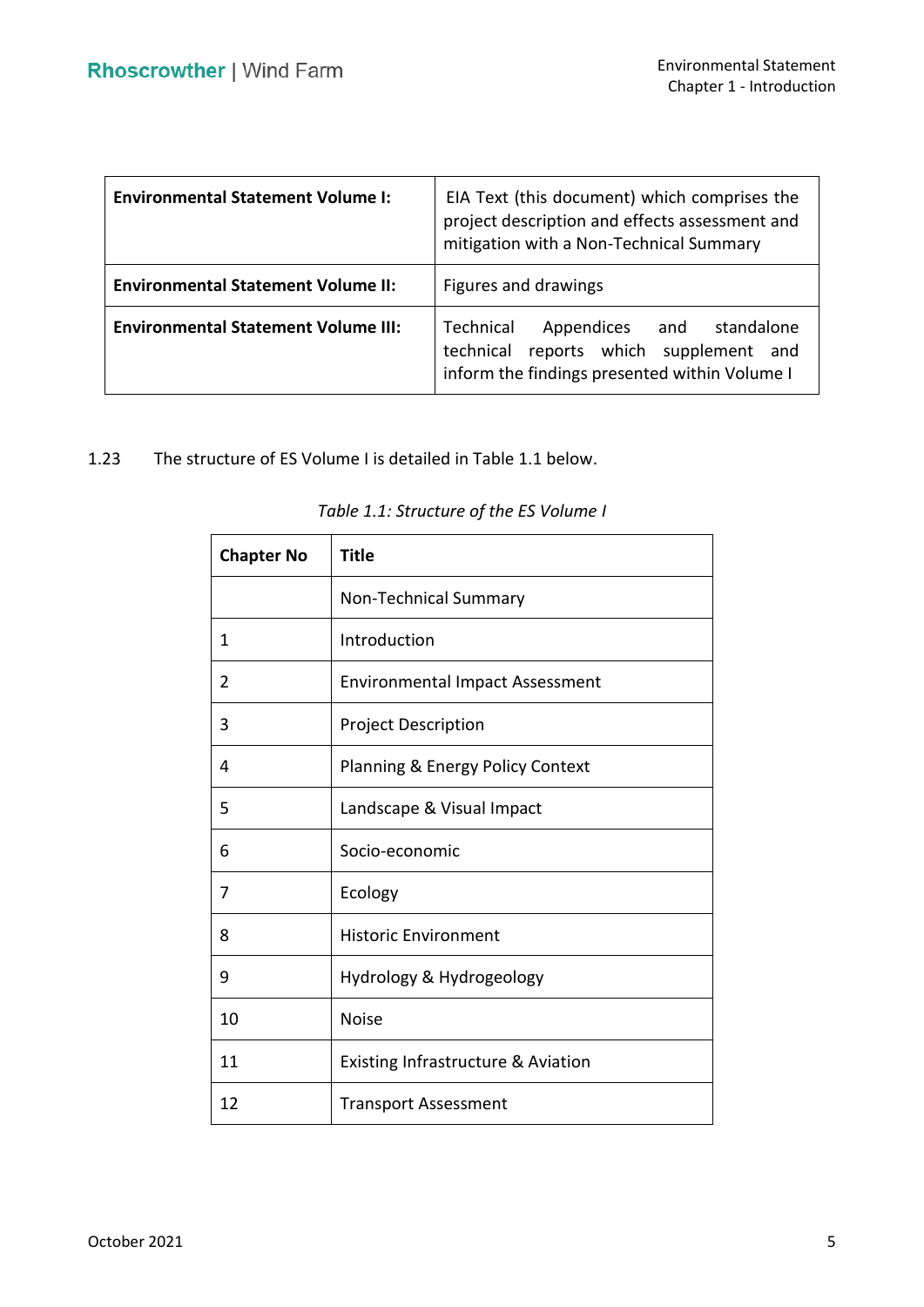| | |
|---|---|
| **Environmental Statement Volume I:** | EIA Text (this document) which comprises the project description and effects assessment and mitigation with a Non-Technical Summary |
| **Environmental Statement Volume II:** | Figures and drawings |
| **Environmental Statement Volume III:** | Technical Appendices and standalone technical reports which supplement and inform the findings presented within Volume I |

1.23 The structure of ES Volume I is detailed in Table 1.1 below.

*Table 1.1: Structure of the ES Volume I*

| Chapter No | Title |
|---|---|
| | Non-Technical Summary |
| 1 | Introduction |
| 2 | Environmental Impact Assessment |
| 3 | Project Description |
| 4 | Planning & Energy Policy Context |
| 5 | Landscape & Visual Impact |
| 6 | Socio-economic |
| 7 | Ecology |
| 8 | Historic Environment |
| 9 | Hydrology & Hydrogeology |
| 10 | Noise |
| 11 | Existing Infrastructure & Aviation |
| 12 | Transport Assessment |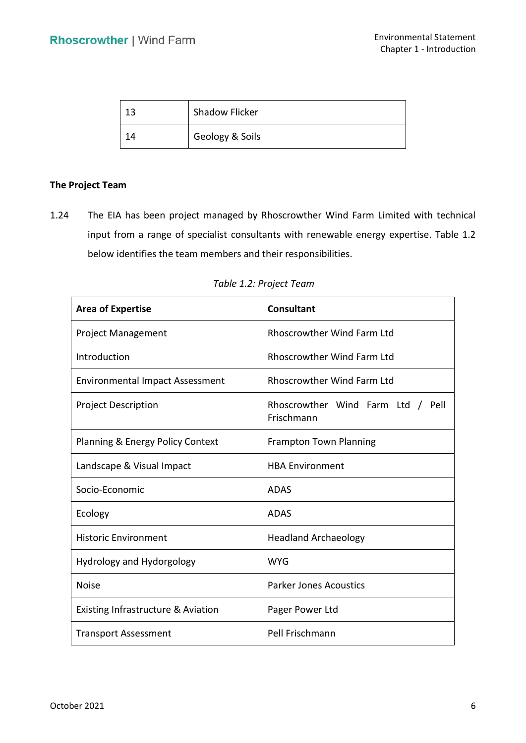| 13 | Shadow Flicker |
|---|---|
| 14 | Geology & Soils |

**The Project Team**

1.24 The EIA has been project managed by Rhoscrowther Wind Farm Limited with technical input from a range of specialist consultants with renewable energy expertise. Table 1.2 below identifies the team members and their responsibilities.

*Table 1.2: Project Team*

| Area of Expertise | Consultant |
|---|---|
| Project Management | Rhoscrowther Wind Farm Ltd |
| Introduction | Rhoscrowther Wind Farm Ltd |
| Environmental Impact Assessment | Rhoscrowther Wind Farm Ltd |
| Project Description | Rhoscrowther Wind Farm Ltd / Pell Frischmann |
| Planning & Energy Policy Context | Frampton Town Planning |
| Landscape & Visual Impact | HBA Environment |
| Socio-Economic | ADAS |
| Ecology | ADAS |
| Historic Environment | Headland Archaeology |
| Hydrology and Hydorgology | WYG |
| Noise | Parker Jones Acoustics |
| Existing Infrastructure & Aviation | Pager Power Ltd |
| Transport Assessment | Pell Frischmann |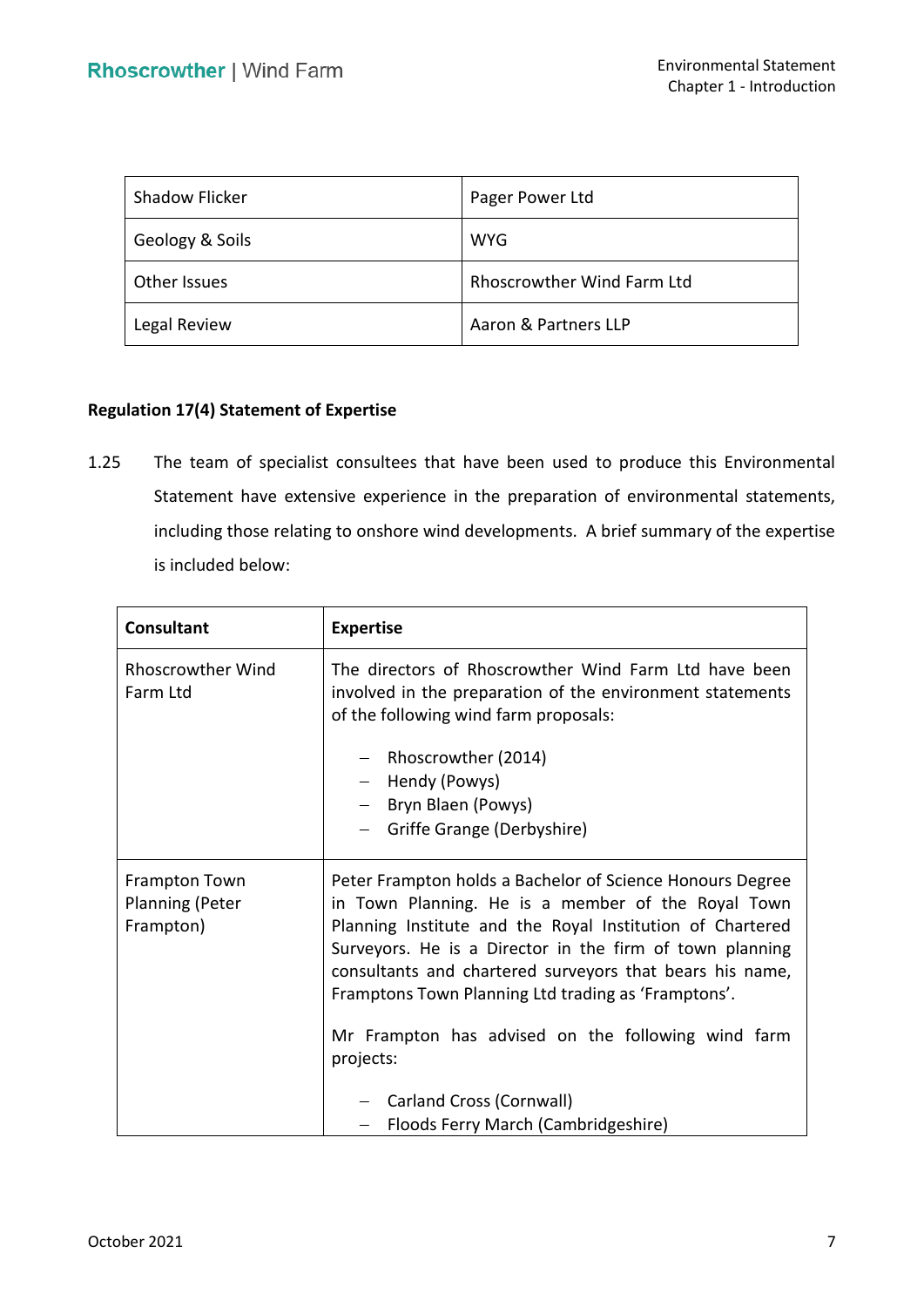| Shadow Flicker | Pager Power Ltd |
|---|---|
| Geology & Soils | WYG |
| Other Issues | Rhoscrowther Wind Farm Ltd |
| Legal Review | Aaron & Partners LLP |

**Regulation 17(4) Statement of Expertise**

1.25 The team of specialist consultees that have been used to produce this Environmental Statement have extensive experience in the preparation of environmental statements, including those relating to onshore wind developments. A brief summary of the expertise is included below:

| Consultant | Expertise |
|---|---|
| Rhoscrowther Wind Farm Ltd | The directors of Rhoscrowther Wind Farm Ltd have been involved in the preparation of the environment statements of the following wind farm proposals:<br><br>– Rhoscrowther (2014)<br>– Hendy (Powys)<br>– Bryn Blaen (Powys)<br>– Griffe Grange (Derbyshire) |
| Frampton Town Planning (Peter Frampton) | Peter Frampton holds a Bachelor of Science Honours Degree in Town Planning. He is a member of the Royal Town Planning Institute and the Royal Institution of Chartered Surveyors. He is a Director in the firm of town planning consultants and chartered surveyors that bears his name, Framptons Town Planning Ltd trading as 'Framptons'.<br><br>Mr Frampton has advised on the following wind farm projects:<br><br>– Carland Cross (Cornwall)<br>– Floods Ferry March (Cambridgeshire) |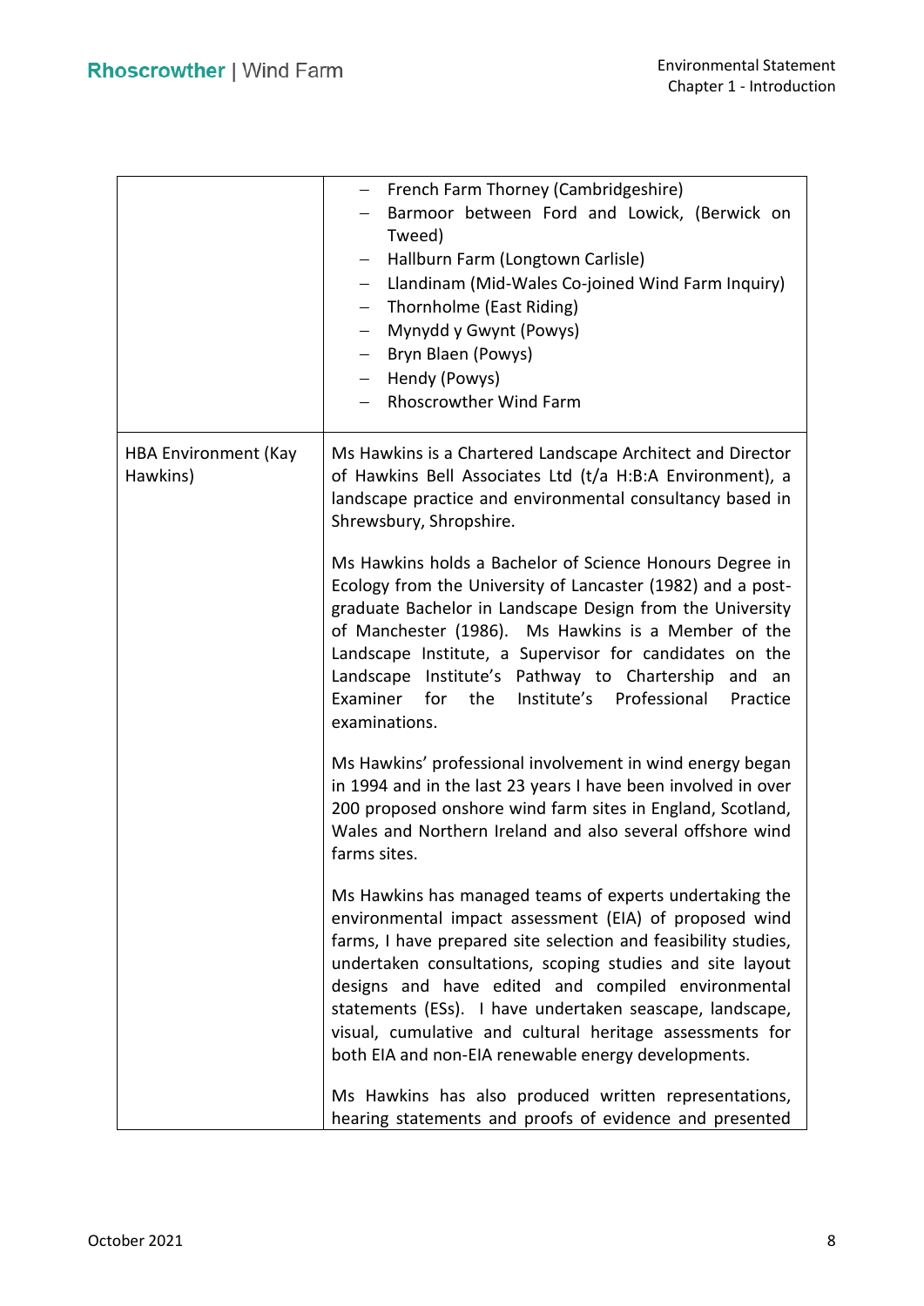| | |
|---|---|
| | – French Farm Thorney (Cambridgeshire)<br>– Barmoor between Ford and Lowick, (Berwick on Tweed)<br>– Hallburn Farm (Longtown Carlisle)<br>– Llandinam (Mid-Wales Co-joined Wind Farm Inquiry)<br>– Thornholme (East Riding)<br>– Mynydd y Gwynt (Powys)<br>– Bryn Blaen (Powys)<br>– Hendy (Powys)<br>– Rhoscrowther Wind Farm |
| HBA Environment (Kay Hawkins) | Ms Hawkins is a Chartered Landscape Architect and Director of Hawkins Bell Associates Ltd (t/a H:B:A Environment), a landscape practice and environmental consultancy based in Shrewsbury, Shropshire.<br><br>Ms Hawkins holds a Bachelor of Science Honours Degree in Ecology from the University of Lancaster (1982) and a post-graduate Bachelor in Landscape Design from the University of Manchester (1986). Ms Hawkins is a Member of the Landscape Institute, a Supervisor for candidates on the Landscape Institute's Pathway to Chartership and an Examiner for the Institute's Professional Practice examinations.<br><br>Ms Hawkins' professional involvement in wind energy began in 1994 and in the last 23 years I have been involved in over 200 proposed onshore wind farm sites in England, Scotland, Wales and Northern Ireland and also several offshore wind farms sites.<br><br>Ms Hawkins has managed teams of experts undertaking the environmental impact assessment (EIA) of proposed wind farms, I have prepared site selection and feasibility studies, undertaken consultations, scoping studies and site layout designs and have edited and compiled environmental statements (ESs). I have undertaken seascape, landscape, visual, cumulative and cultural heritage assessments for both EIA and non-EIA renewable energy developments.<br><br>Ms Hawkins has also produced written representations, hearing statements and proofs of evidence and presented |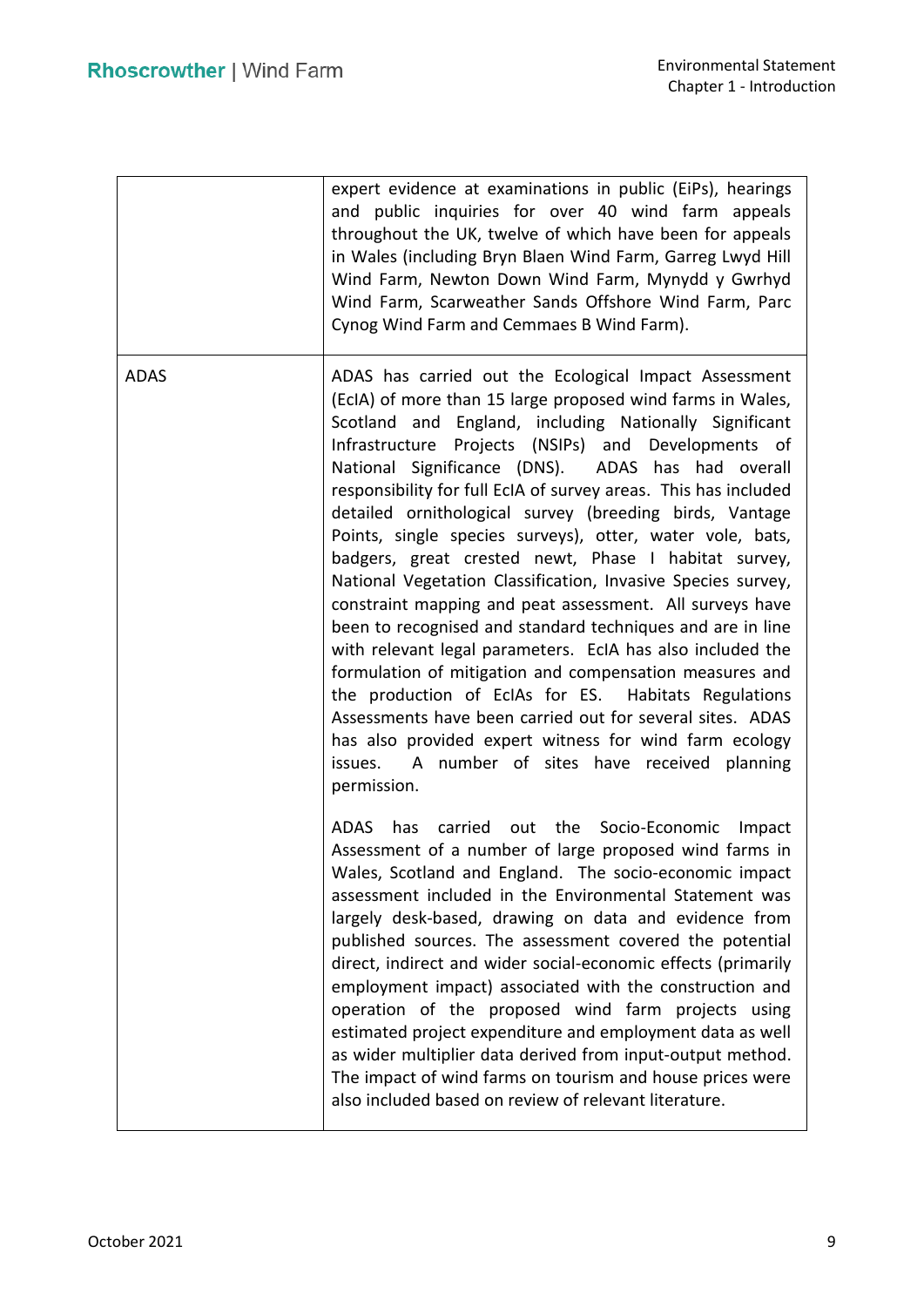| | |
|---|---|
| | expert evidence at examinations in public (EiPs), hearings and public inquiries for over 40 wind farm appeals throughout the UK, twelve of which have been for appeals in Wales (including Bryn Blaen Wind Farm, Garreg Lwyd Hill Wind Farm, Newton Down Wind Farm, Mynydd y Gwrhyd Wind Farm, Scarweather Sands Offshore Wind Farm, Parc Cynog Wind Farm and Cemmaes B Wind Farm). |
| ADAS | ADAS has carried out the Ecological Impact Assessment (EcIA) of more than 15 large proposed wind farms in Wales, Scotland and England, including Nationally Significant Infrastructure Projects (NSIPs) and Developments of National Significance (DNS). ADAS has had overall responsibility for full EcIA of survey areas. This has included detailed ornithological survey (breeding birds, Vantage Points, single species surveys), otter, water vole, bats, badgers, great crested newt, Phase I habitat survey, National Vegetation Classification, Invasive Species survey, constraint mapping and peat assessment. All surveys have been to recognised and standard techniques and are in line with relevant legal parameters. EcIA has also included the formulation of mitigation and compensation measures and the production of EcIAs for ES. Habitats Regulations Assessments have been carried out for several sites. ADAS has also provided expert witness for wind farm ecology issues. A number of sites have received planning permission.<br><br>ADAS has carried out the Socio-Economic Impact Assessment of a number of large proposed wind farms in Wales, Scotland and England. The socio-economic impact assessment included in the Environmental Statement was largely desk-based, drawing on data and evidence from published sources. The assessment covered the potential direct, indirect and wider social-economic effects (primarily employment impact) associated with the construction and operation of the proposed wind farm projects using estimated project expenditure and employment data as well as wider multiplier data derived from input-output method. The impact of wind farms on tourism and house prices were also included based on review of relevant literature. |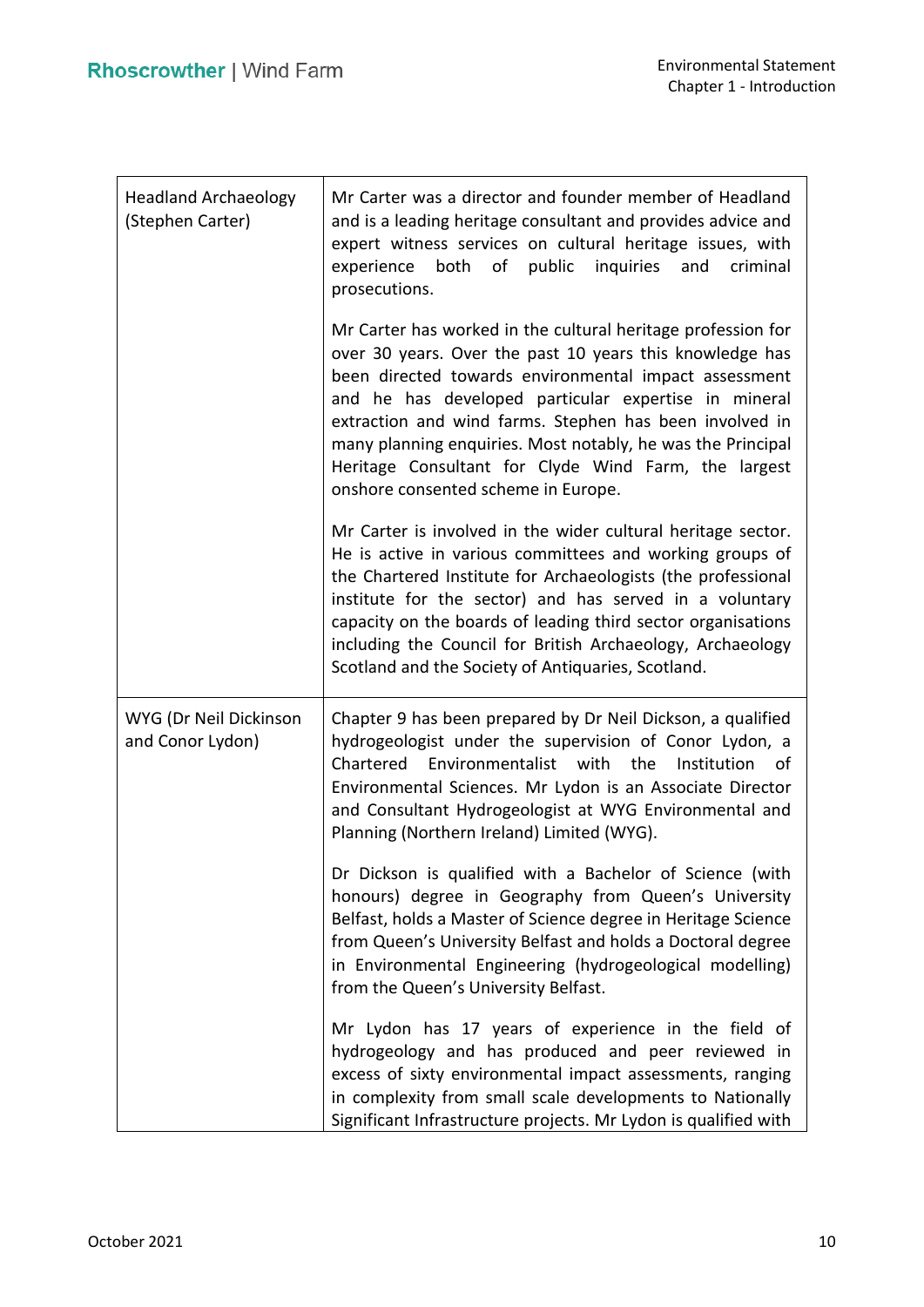| | |
|---|---|
| Headland Archaeology (Stephen Carter) | Mr Carter was a director and founder member of Headland and is a leading heritage consultant and provides advice and expert witness services on cultural heritage issues, with experience both of public inquiries and criminal prosecutions.<br><br>Mr Carter has worked in the cultural heritage profession for over 30 years. Over the past 10 years this knowledge has been directed towards environmental impact assessment and he has developed particular expertise in mineral extraction and wind farms. Stephen has been involved in many planning enquiries. Most notably, he was the Principal Heritage Consultant for Clyde Wind Farm, the largest onshore consented scheme in Europe.<br><br>Mr Carter is involved in the wider cultural heritage sector. He is active in various committees and working groups of the Chartered Institute for Archaeologists (the professional institute for the sector) and has served in a voluntary capacity on the boards of leading third sector organisations including the Council for British Archaeology, Archaeology Scotland and the Society of Antiquaries, Scotland. |
| WYG (Dr Neil Dickinson and Conor Lydon) | Chapter 9 has been prepared by Dr Neil Dickson, a qualified hydrogeologist under the supervision of Conor Lydon, a Chartered Environmentalist with the Institution of Environmental Sciences. Mr Lydon is an Associate Director and Consultant Hydrogeologist at WYG Environmental and Planning (Northern Ireland) Limited (WYG).<br><br>Dr Dickson is qualified with a Bachelor of Science (with honours) degree in Geography from Queen's University Belfast, holds a Master of Science degree in Heritage Science from Queen's University Belfast and holds a Doctoral degree in Environmental Engineering (hydrogeological modelling) from the Queen's University Belfast.<br><br>Mr Lydon has 17 years of experience in the field of hydrogeology and has produced and peer reviewed in excess of sixty environmental impact assessments, ranging in complexity from small scale developments to Nationally Significant Infrastructure projects. Mr Lydon is qualified with |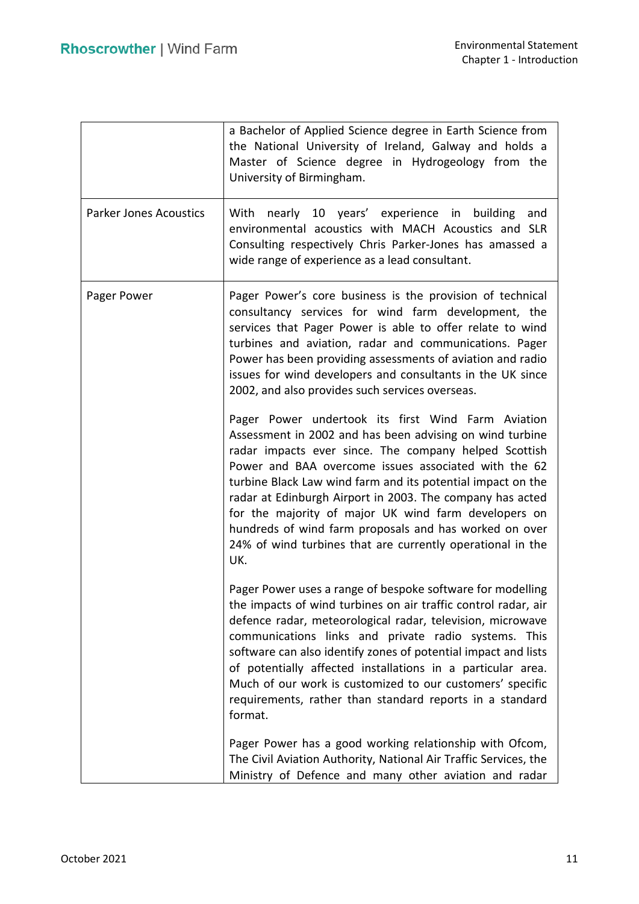| | |
|---|---|
| | a Bachelor of Applied Science degree in Earth Science from the National University of Ireland, Galway and holds a Master of Science degree in Hydrogeology from the University of Birmingham. |
| Parker Jones Acoustics | With nearly 10 years' experience in building and environmental acoustics with MACH Acoustics and SLR Consulting respectively Chris Parker-Jones has amassed a wide range of experience as a lead consultant. |
| Pager Power | Pager Power's core business is the provision of technical consultancy services for wind farm development, the services that Pager Power is able to offer relate to wind turbines and aviation, radar and communications. Pager Power has been providing assessments of aviation and radio issues for wind developers and consultants in the UK since 2002, and also provides such services overseas.<br><br>Pager Power undertook its first Wind Farm Aviation Assessment in 2002 and has been advising on wind turbine radar impacts ever since. The company helped Scottish Power and BAA overcome issues associated with the 62 turbine Black Law wind farm and its potential impact on the radar at Edinburgh Airport in 2003. The company has acted for the majority of major UK wind farm developers on hundreds of wind farm proposals and has worked on over 24% of wind turbines that are currently operational in the UK.<br><br>Pager Power uses a range of bespoke software for modelling the impacts of wind turbines on air traffic control radar, air defence radar, meteorological radar, television, microwave communications links and private radio systems. This software can also identify zones of potential impact and lists of potentially affected installations in a particular area. Much of our work is customized to our customers' specific requirements, rather than standard reports in a standard format.<br><br>Pager Power has a good working relationship with Ofcom, The Civil Aviation Authority, National Air Traffic Services, the Ministry of Defence and many other aviation and radar |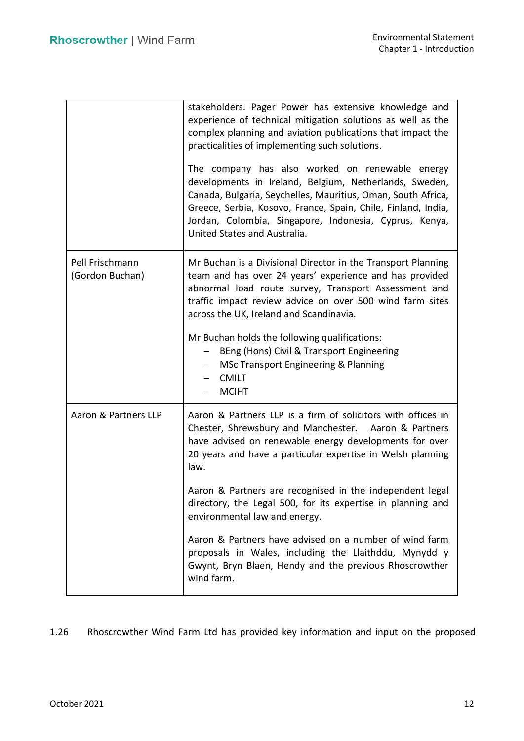| | |
|---|---|
| | stakeholders. Pager Power has extensive knowledge and experience of technical mitigation solutions as well as the complex planning and aviation publications that impact the practicalities of implementing such solutions.<br><br>The company has also worked on renewable energy developments in Ireland, Belgium, Netherlands, Sweden, Canada, Bulgaria, Seychelles, Mauritius, Oman, South Africa, Greece, Serbia, Kosovo, France, Spain, Chile, Finland, India, Jordan, Colombia, Singapore, Indonesia, Cyprus, Kenya, United States and Australia. |
| Pell Frischmann (Gordon Buchan) | Mr Buchan is a Divisional Director in the Transport Planning team and has over 24 years' experience and has provided abnormal load route survey, Transport Assessment and traffic impact review advice on over 500 wind farm sites across the UK, Ireland and Scandinavia.<br><br>Mr Buchan holds the following qualifications:<br>– BEng (Hons) Civil & Transport Engineering<br>– MSc Transport Engineering & Planning<br>– CMILT<br>– MCIHT |
| Aaron & Partners LLP | Aaron & Partners LLP is a firm of solicitors with offices in Chester, Shrewsbury and Manchester. Aaron & Partners have advised on renewable energy developments for over 20 years and have a particular expertise in Welsh planning law.<br><br>Aaron & Partners are recognised in the independent legal directory, the Legal 500, for its expertise in planning and environmental law and energy.<br><br>Aaron & Partners have advised on a number of wind farm proposals in Wales, including the Llaithddu, Mynydd y Gwynt, Bryn Blaen, Hendy and the previous Rhoscrowther wind farm. |

1.26 Rhoscrowther Wind Farm Ltd has provided key information and input on the proposed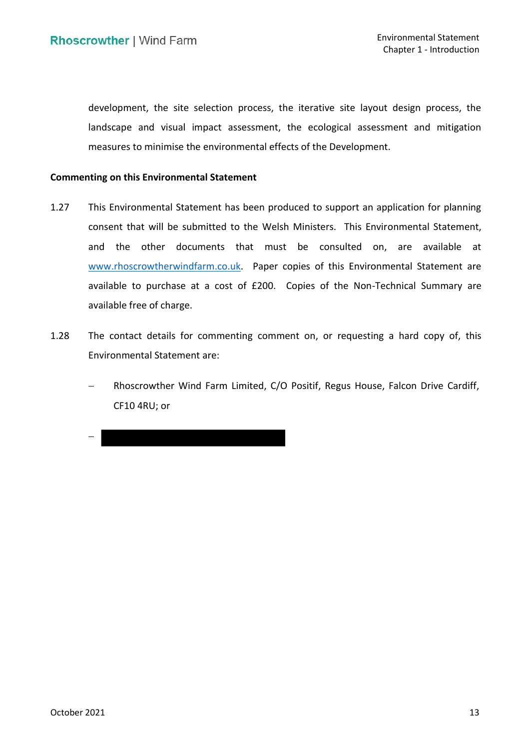development, the site selection process, the iterative site layout design process, the landscape and visual impact assessment, the ecological assessment and mitigation measures to minimise the environmental effects of the Development.

**Commenting on this Environmental Statement**

1.27 This Environmental Statement has been produced to support an application for planning consent that will be submitted to the Welsh Ministers. This Environmental Statement, and the other documents that must be consulted on, are available at www.rhoscrowtherwindfarm.co.uk. Paper copies of this Environmental Statement are available to purchase at a cost of £200. Copies of the Non-Technical Summary are available free of charge.

1.28 The contact details for commenting comment on, or requesting a hard copy of, this Environmental Statement are:

- Rhoscrowther Wind Farm Limited, C/O Positif, Regus House, Falcon Drive Cardiff, CF10 4RU; or
-